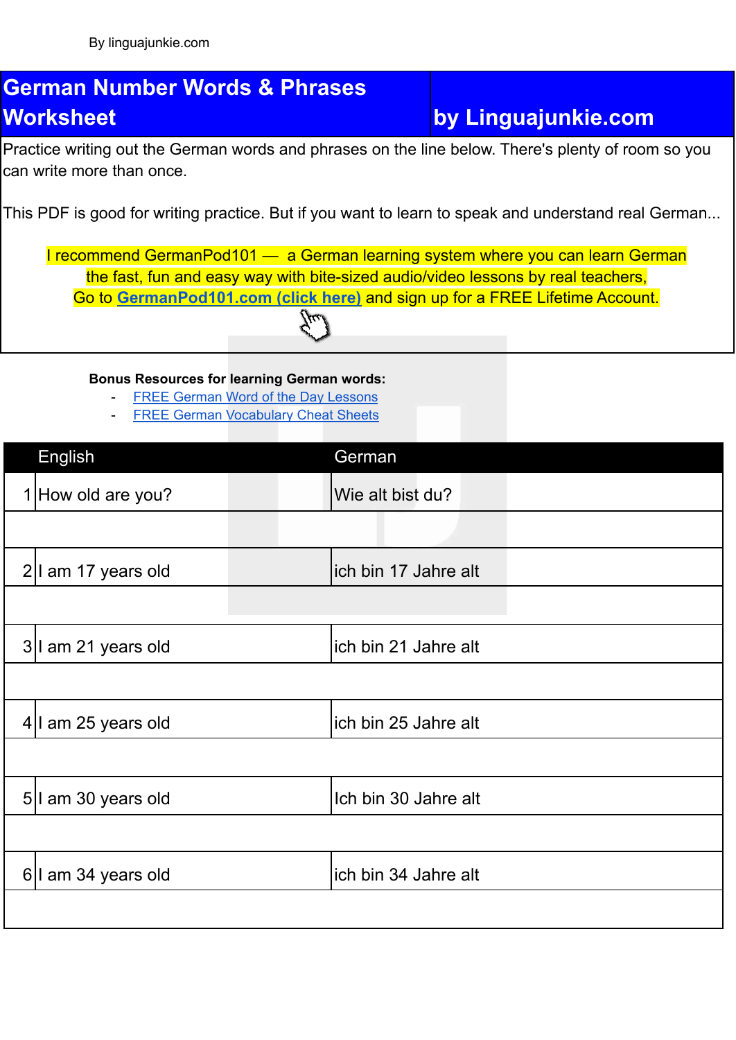By linguajunkie.com

# German Number Words & Phrases Worksheet by Linguajunkie.com

Practice writing out the German words and phrases on the line below. There's plenty of room so you can write more than once.

This PDF is good for writing practice. But if you want to learn to speak and understand real German...

I recommend GermanPod101 — a German learning system where you can learn German the fast, fun and easy way with bite-sized audio/video lessons by real teachers, Go to **GermanPod101.com (click here)** and sign up for a FREE Lifetime Account.

**Bonus Resources for learning German words:**

- FREE German Word of the Day Lessons
- FREE German Vocabulary Cheat Sheets

| | English | German |
|---|---|---|
| 1 | How old are you? | Wie alt bist du? |
| | | |
| 2 | I am 17 years old | ich bin 17 Jahre alt |
| | | |
| 3 | I am 21 years old | ich bin 21 Jahre alt |
| | | |
| 4 | I am 25 years old | ich bin 25 Jahre alt |
| | | |
| 5 | I am 30 years old | Ich bin 30 Jahre alt |
| | | |
| 6 | I am 34 years old | ich bin 34 Jahre alt |
| | | |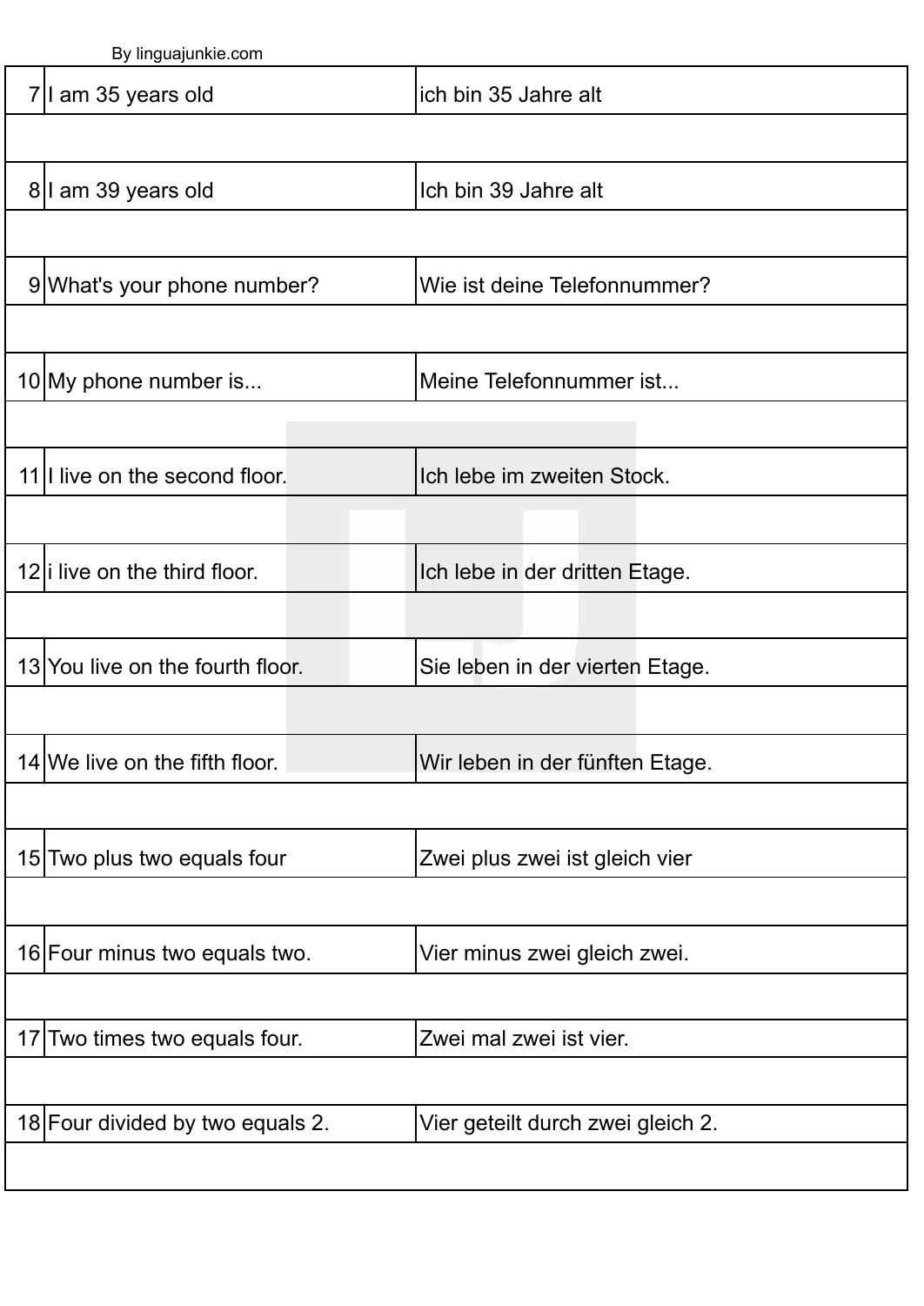| | | |
|---|---|---|
| 7 | I am 35 years old | ich bin 35 Jahre alt |
| | | |
| 8 | I am 39 years old | Ich bin 39 Jahre alt |
| | | |
| 9 | What's your phone number? | Wie ist deine Telefonnummer? |
| | | |
| 10 | My phone number is... | Meine Telefonnummer ist... |
| | | |
| 11 | I live on the second floor. | Ich lebe im zweiten Stock. |
| | | |
| 12 | i live on the third floor. | Ich lebe in der dritten Etage. |
| | | |
| 13 | You live on the fourth floor. | Sie leben in der vierten Etage. |
| | | |
| 14 | We live on the fifth floor. | Wir leben in der fünften Etage. |
| | | |
| 15 | Two plus two equals four | Zwei plus zwei ist gleich vier |
| | | |
| 16 | Four minus two equals two. | Vier minus zwei gleich zwei. |
| | | |
| 17 | Two times two equals four. | Zwei mal zwei ist vier. |
| | | |
| 18 | Four divided by two equals 2. | Vier geteilt durch zwei gleich 2. |
| | | |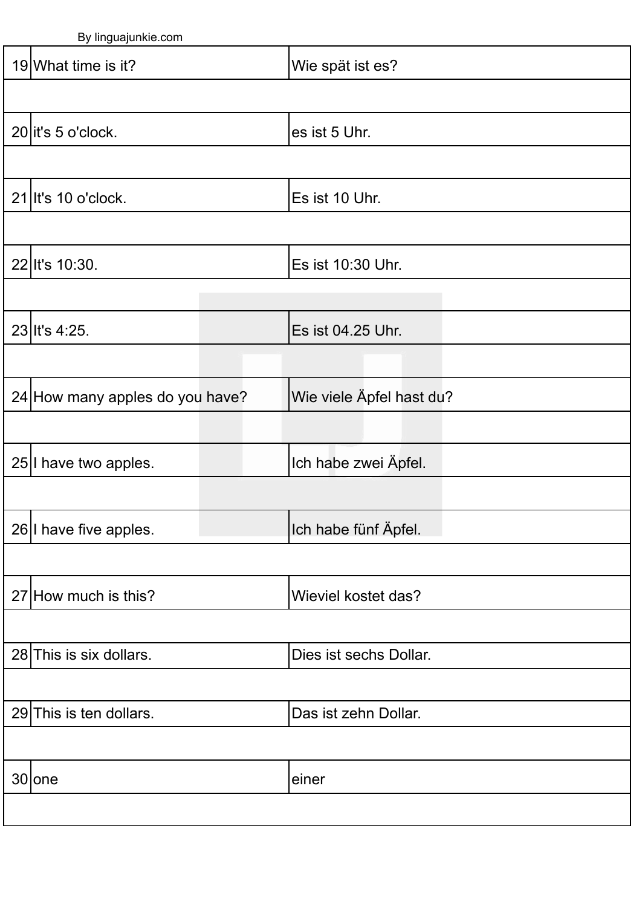| | | |
|---|---|---|
| 19 | What time is it? | Wie spät ist es? |
| | | |
| 20 | it's 5 o'clock. | es ist 5 Uhr. |
| | | |
| 21 | It's 10 o'clock. | Es ist 10 Uhr. |
| | | |
| 22 | It's 10:30. | Es ist 10:30 Uhr. |
| | | |
| 23 | It's 4:25. | Es ist 04.25 Uhr. |
| | | |
| 24 | How many apples do you have? | Wie viele Äpfel hast du? |
| | | |
| 25 | I have two apples. | Ich habe zwei Äpfel. |
| | | |
| 26 | I have five apples. | Ich habe fünf Äpfel. |
| | | |
| 27 | How much is this? | Wieviel kostet das? |
| | | |
| 28 | This is six dollars. | Dies ist sechs Dollar. |
| | | |
| 29 | This is ten dollars. | Das ist zehn Dollar. |
| | | |
| 30 | one | einer |
| | | |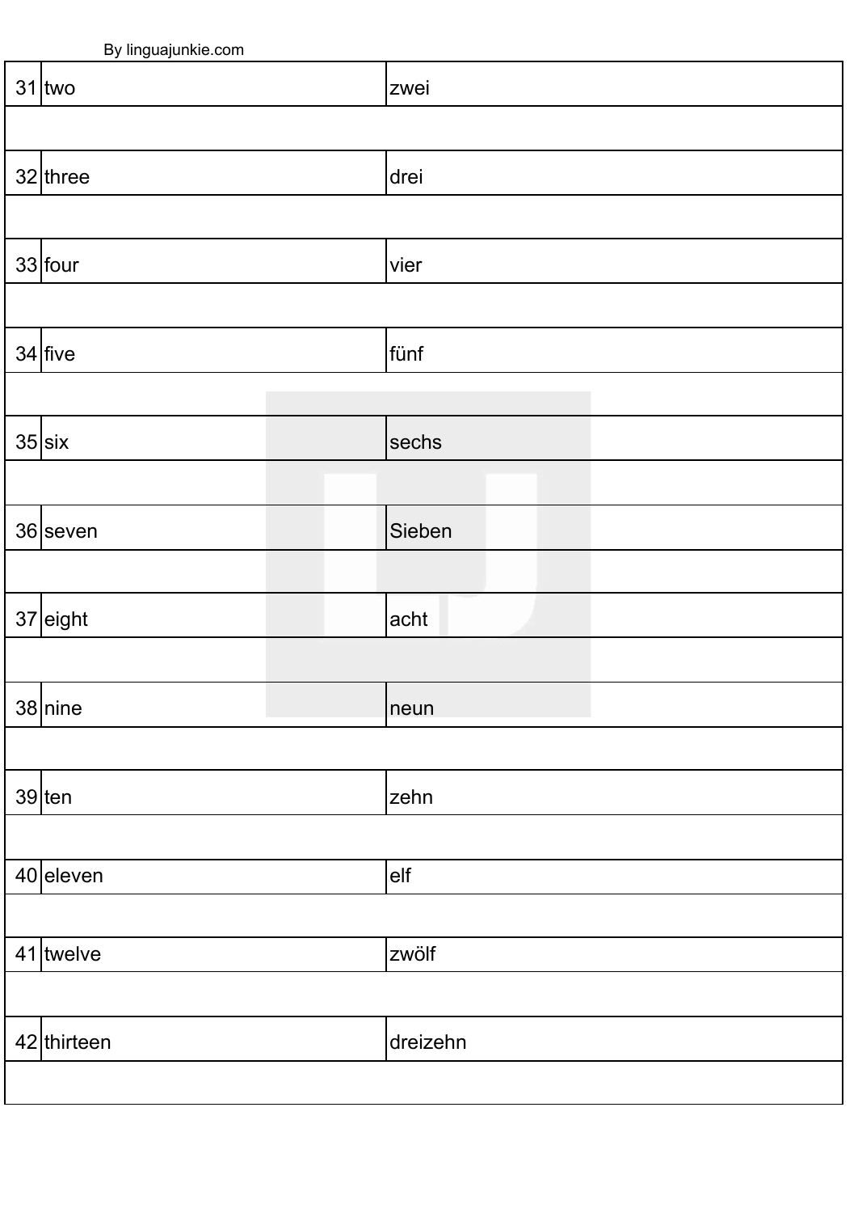| | | |
|---|---|---|
| 31 | two | zwei |
| 32 | three | drei |
| 33 | four | vier |
| 34 | five | fünf |
| 35 | six | sechs |
| 36 | seven | Sieben |
| 37 | eight | acht |
| 38 | nine | neun |
| 39 | ten | zehn |
| 40 | eleven | elf |
| 41 | twelve | zwölf |
| 42 | thirteen | dreizehn |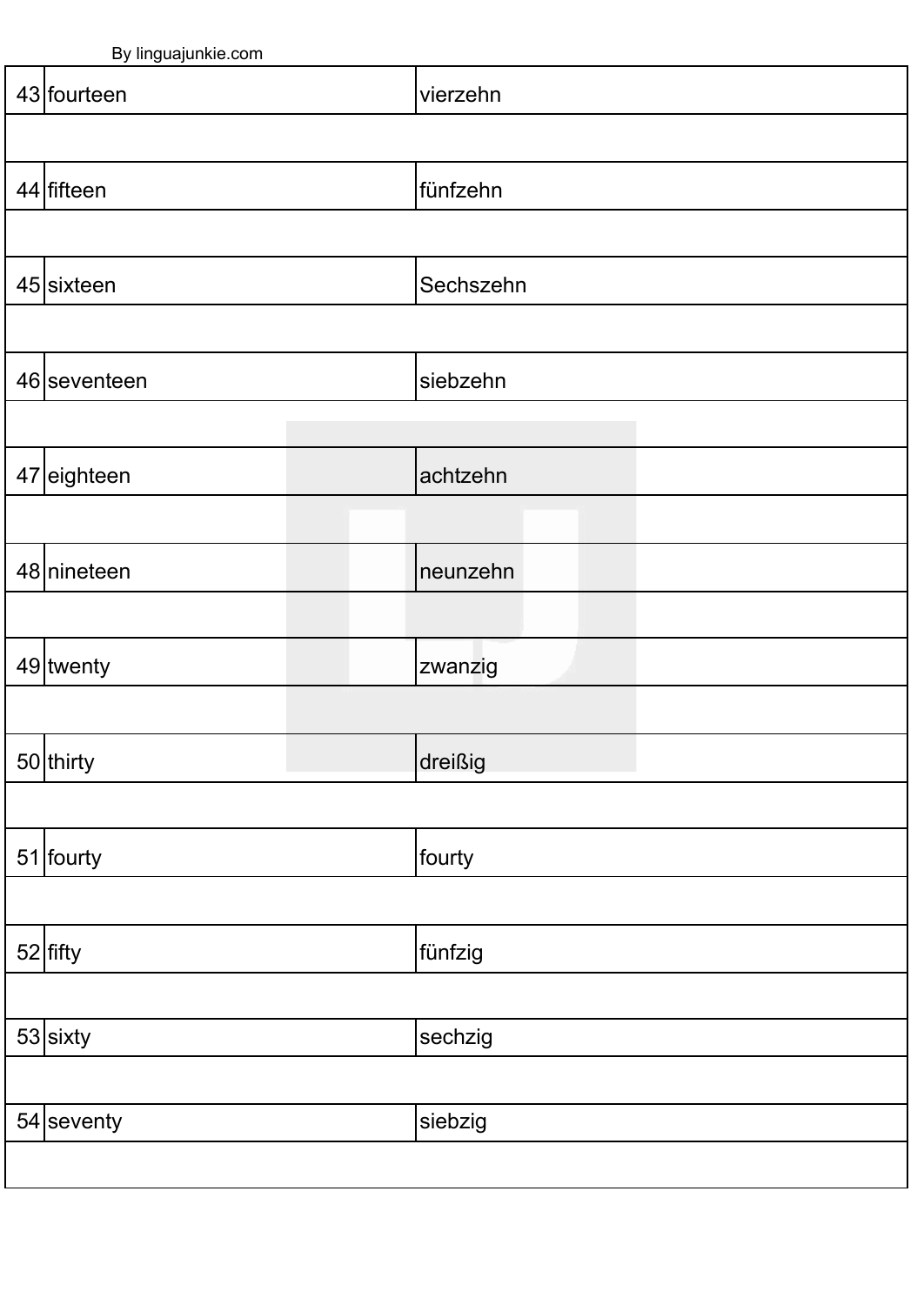| | | |
|---|---|---|
| 43 | fourteen | vierzehn |
| | | |
| 44 | fifteen | fünfzehn |
| | | |
| 45 | sixteen | Sechszehn |
| | | |
| 46 | seventeen | siebzehn |
| | | |
| 47 | eighteen | achtzehn |
| | | |
| 48 | nineteen | neunzehn |
| | | |
| 49 | twenty | zwanzig |
| | | |
| 50 | thirty | dreißig |
| | | |
| 51 | fourty | fourty |
| | | |
| 52 | fifty | fünfzig |
| | | |
| 53 | sixty | sechzig |
| | | |
| 54 | seventy | siebzig |
| | | |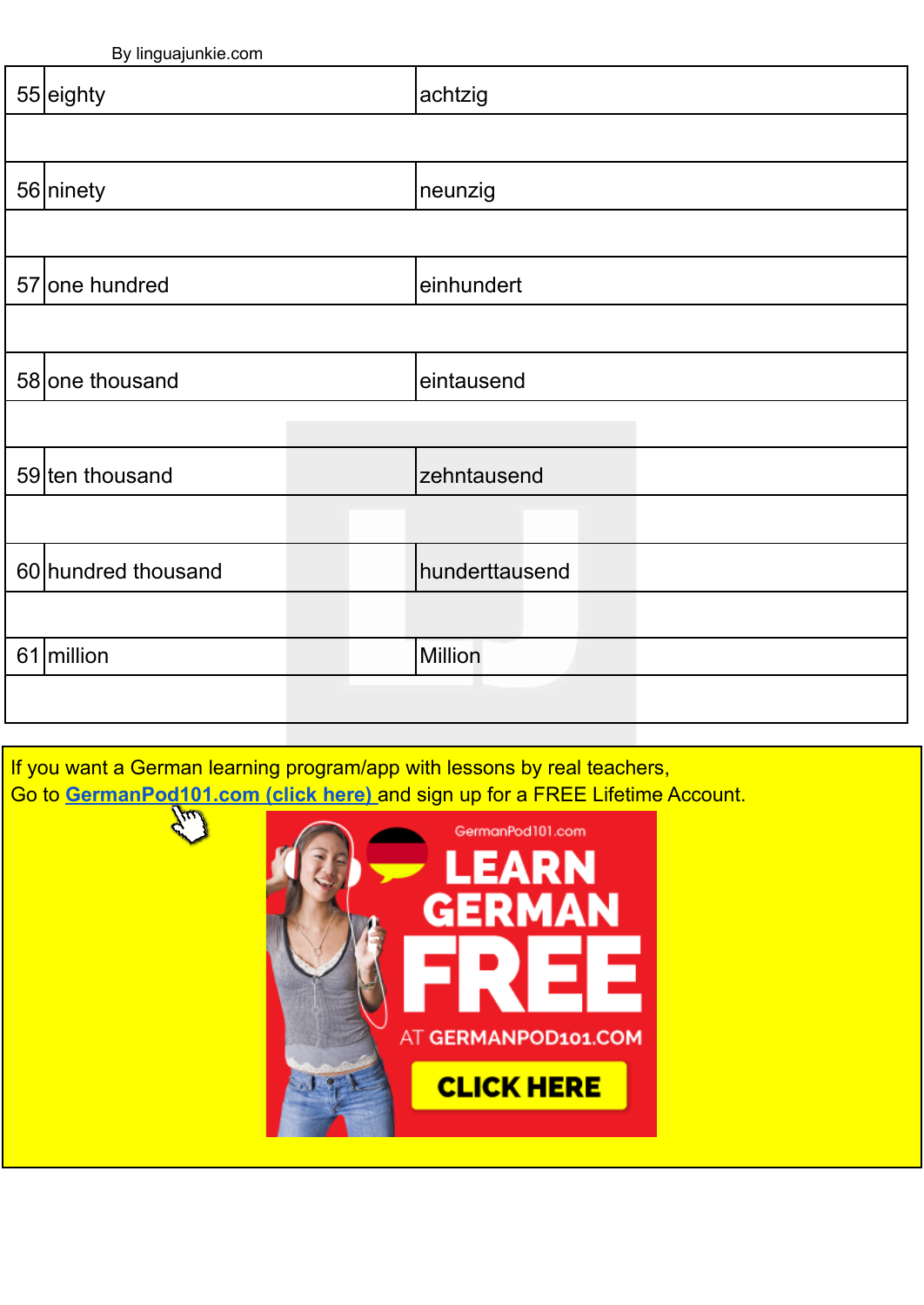By linguajunkie.com

| | | |
|---|---|---|
| 55 | eighty | achtzig |
| | | |
| 56 | ninety | neunzig |
| | | |
| 57 | one hundred | einhundert |
| | | |
| 58 | one thousand | eintausend |
| | | |
| 59 | ten thousand | zehntausend |
| | | |
| 60 | hundred thousand | hunderttausend |
| | | |
| 61 | million | Million |
| | | |

If you want a German learning program/app with lessons by real teachers,
Go to GermanPod101.com (click here) and sign up for a FREE Lifetime Account.